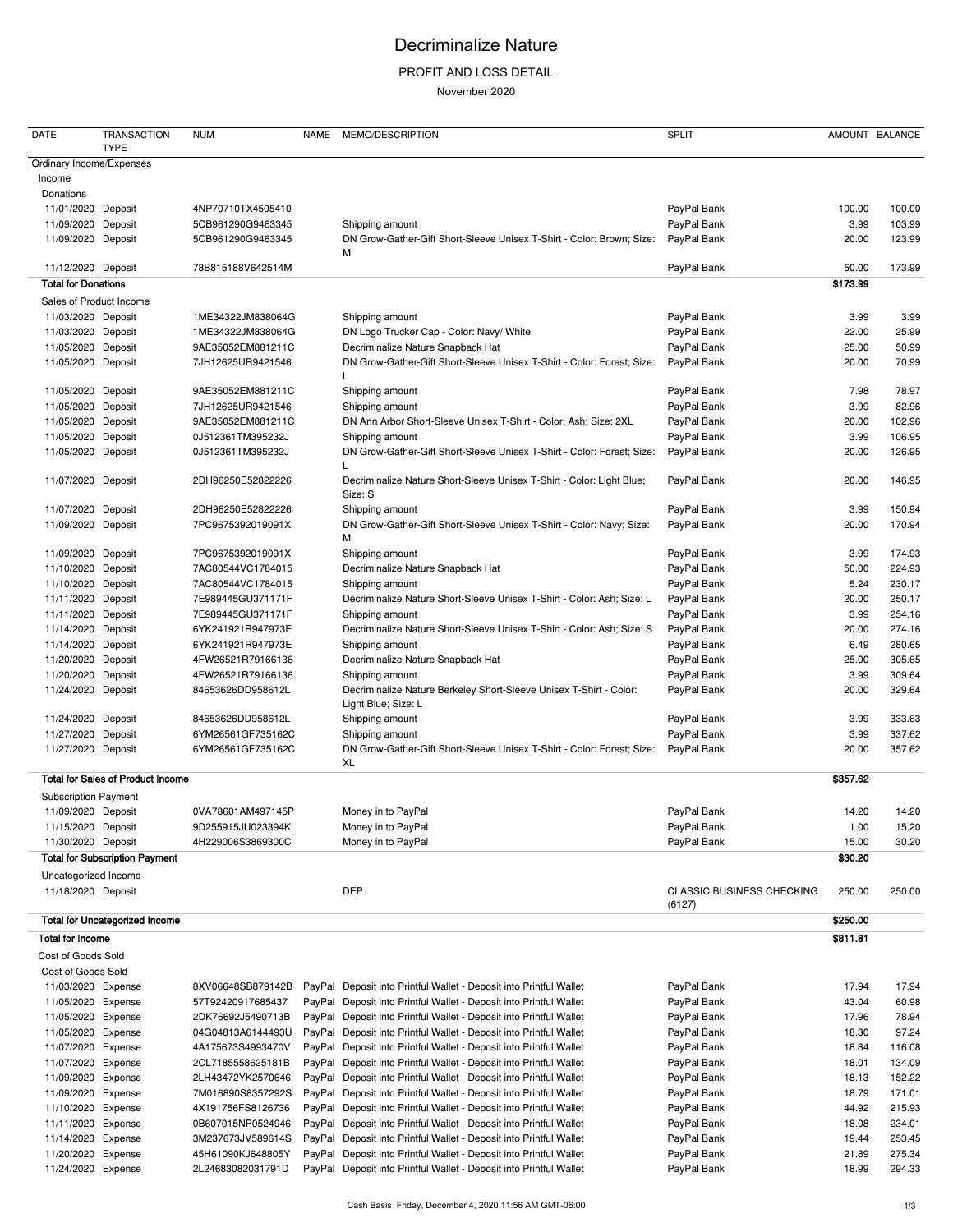# Decriminalize Nature

## PROFIT AND LOSS DETAIL

November 2020

| DATE | TRANSACTION TYPE | NUM | NAME | MEMO/DESCRIPTION | SPLIT | AMOUNT | BALANCE |
|---|---|---|---|---|---|---|---|
| Ordinary Income/Expenses | | | | | | | |
| Income | | | | | | | |
| Donations | | | | | | | |
| 11/01/2020 | Deposit | 4NP70710TX4505410 | | | PayPal Bank | 100.00 | 100.00 |
| 11/09/2020 | Deposit | 5CB961290G9463345 | | Shipping amount | PayPal Bank | 3.99 | 103.99 |
| 11/09/2020 | Deposit | 5CB961290G9463345 | | DN Grow-Gather-Gift Short-Sleeve Unisex T-Shirt - Color: Brown; Size: M | PayPal Bank | 20.00 | 123.99 |
| 11/12/2020 | Deposit | 78B815188V642514M | | | PayPal Bank | 50.00 | 173.99 |
| **Total for Donations** | | | | | | **$173.99** | |
| Sales of Product Income | | | | | | | |
| 11/03/2020 | Deposit | 1ME34322JM838064G | | Shipping amount | PayPal Bank | 3.99 | 3.99 |
| 11/03/2020 | Deposit | 1ME34322JM838064G | | DN Logo Trucker Cap - Color: Navy/ White | PayPal Bank | 22.00 | 25.99 |
| 11/05/2020 | Deposit | 9AE35052EM881211C | | Decriminalize Nature Snapback Hat | PayPal Bank | 25.00 | 50.99 |
| 11/05/2020 | Deposit | 7JH12625UR9421546 | | DN Grow-Gather-Gift Short-Sleeve Unisex T-Shirt - Color: Forest; Size: L | PayPal Bank | 20.00 | 70.99 |
| 11/05/2020 | Deposit | 9AE35052EM881211C | | Shipping amount | PayPal Bank | 7.98 | 78.97 |
| 11/05/2020 | Deposit | 7JH12625UR9421546 | | Shipping amount | PayPal Bank | 3.99 | 82.96 |
| 11/05/2020 | Deposit | 9AE35052EM881211C | | DN Ann Arbor Short-Sleeve Unisex T-Shirt - Color: Ash; Size: 2XL | PayPal Bank | 20.00 | 102.96 |
| 11/05/2020 | Deposit | 0J512361TM395232J | | Shipping amount | PayPal Bank | 3.99 | 106.95 |
| 11/05/2020 | Deposit | 0J512361TM395232J | | DN Grow-Gather-Gift Short-Sleeve Unisex T-Shirt - Color: Forest; Size: L | PayPal Bank | 20.00 | 126.95 |
| 11/07/2020 | Deposit | 2DH96250E52822226 | | Decriminalize Nature Short-Sleeve Unisex T-Shirt - Color: Light Blue; Size: S | PayPal Bank | 20.00 | 146.95 |
| 11/07/2020 | Deposit | 2DH96250E52822226 | | Shipping amount | PayPal Bank | 3.99 | 150.94 |
| 11/09/2020 | Deposit | 7PC9675392019091X | | DN Grow-Gather-Gift Short-Sleeve Unisex T-Shirt - Color: Navy; Size: M | PayPal Bank | 20.00 | 170.94 |
| 11/09/2020 | Deposit | 7PC9675392019091X | | Shipping amount | PayPal Bank | 3.99 | 174.93 |
| 11/10/2020 | Deposit | 7AC80544VC1784015 | | Decriminalize Nature Snapback Hat | PayPal Bank | 50.00 | 224.93 |
| 11/10/2020 | Deposit | 7AC80544VC1784015 | | Shipping amount | PayPal Bank | 5.24 | 230.17 |
| 11/11/2020 | Deposit | 7E989445GU371171F | | Decriminalize Nature Short-Sleeve Unisex T-Shirt - Color: Ash; Size: L | PayPal Bank | 20.00 | 250.17 |
| 11/11/2020 | Deposit | 7E989445GU371171F | | Shipping amount | PayPal Bank | 3.99 | 254.16 |
| 11/14/2020 | Deposit | 6YK241921R947973E | | Decriminalize Nature Short-Sleeve Unisex T-Shirt - Color: Ash; Size: S | PayPal Bank | 20.00 | 274.16 |
| 11/14/2020 | Deposit | 6YK241921R947973E | | Shipping amount | PayPal Bank | 6.49 | 280.65 |
| 11/20/2020 | Deposit | 4FW26521R79166136 | | Decriminalize Nature Snapback Hat | PayPal Bank | 25.00 | 305.65 |
| 11/20/2020 | Deposit | 4FW26521R79166136 | | Shipping amount | PayPal Bank | 3.99 | 309.64 |
| 11/24/2020 | Deposit | 84653626DD958612L | | Decriminalize Nature Berkeley Short-Sleeve Unisex T-Shirt - Color: Light Blue; Size: L | PayPal Bank | 20.00 | 329.64 |
| 11/24/2020 | Deposit | 84653626DD958612L | | Shipping amount | PayPal Bank | 3.99 | 333.63 |
| 11/27/2020 | Deposit | 6YM26561GF735162C | | Shipping amount | PayPal Bank | 3.99 | 337.62 |
| 11/27/2020 | Deposit | 6YM26561GF735162C | | DN Grow-Gather-Gift Short-Sleeve Unisex T-Shirt - Color: Forest; Size: XL | PayPal Bank | 20.00 | 357.62 |
| **Total for Sales of Product Income** | | | | | | **$357.62** | |
| Subscription Payment | | | | | | | |
| 11/09/2020 | Deposit | 0VA78601AM497145P | | Money in to PayPal | PayPal Bank | 14.20 | 14.20 |
| 11/15/2020 | Deposit | 9D255915JU023394K | | Money in to PayPal | PayPal Bank | 1.00 | 15.20 |
| 11/30/2020 | Deposit | 4H229006S3869300C | | Money in to PayPal | PayPal Bank | 15.00 | 30.20 |
| **Total for Subscription Payment** | | | | | | **$30.20** | |
| Uncategorized Income | | | | | | | |
| 11/18/2020 | Deposit | | | DEP | CLASSIC BUSINESS CHECKING (6127) | 250.00 | 250.00 |
| **Total for Uncategorized Income** | | | | | | **$250.00** | |
| **Total for Income** | | | | | | **$811.81** | |
| Cost of Goods Sold | | | | | | | |
| Cost of Goods Sold | | | | | | | |
| 11/03/2020 | Expense | 8XV06648SB879142B | PayPal | Deposit into Printful Wallet - Deposit into Printful Wallet | PayPal Bank | 17.94 | 17.94 |
| 11/05/2020 | Expense | 57T92420917685437 | PayPal | Deposit into Printful Wallet - Deposit into Printful Wallet | PayPal Bank | 43.04 | 60.98 |
| 11/05/2020 | Expense | 2DK76692J5490713B | PayPal | Deposit into Printful Wallet - Deposit into Printful Wallet | PayPal Bank | 17.96 | 78.94 |
| 11/05/2020 | Expense | 04G04813A6144493U | PayPal | Deposit into Printful Wallet - Deposit into Printful Wallet | PayPal Bank | 18.30 | 97.24 |
| 11/07/2020 | Expense | 4A175673S4993470V | PayPal | Deposit into Printful Wallet - Deposit into Printful Wallet | PayPal Bank | 18.84 | 116.08 |
| 11/07/2020 | Expense | 2CL7185558625181B | PayPal | Deposit into Printful Wallet - Deposit into Printful Wallet | PayPal Bank | 18.01 | 134.09 |
| 11/09/2020 | Expense | 2LH43472YK2570646 | PayPal | Deposit into Printful Wallet - Deposit into Printful Wallet | PayPal Bank | 18.13 | 152.22 |
| 11/09/2020 | Expense | 7M016890S8357292S | PayPal | Deposit into Printful Wallet - Deposit into Printful Wallet | PayPal Bank | 18.79 | 171.01 |
| 11/10/2020 | Expense | 4X191756FS8126736 | PayPal | Deposit into Printful Wallet - Deposit into Printful Wallet | PayPal Bank | 44.92 | 215.93 |
| 11/11/2020 | Expense | 0B607015NP0524946 | PayPal | Deposit into Printful Wallet - Deposit into Printful Wallet | PayPal Bank | 18.08 | 234.01 |
| 11/14/2020 | Expense | 3M237673JV589614S | PayPal | Deposit into Printful Wallet - Deposit into Printful Wallet | PayPal Bank | 19.44 | 253.45 |
| 11/20/2020 | Expense | 45H61090KJ648805Y | PayPal | Deposit into Printful Wallet - Deposit into Printful Wallet | PayPal Bank | 21.89 | 275.34 |
| 11/24/2020 | Expense | 2L24683082031791D | PayPal | Deposit into Printful Wallet - Deposit into Printful Wallet | PayPal Bank | 18.99 | 294.33 |

Cash Basis Friday, December 4, 2020 11:56 AM GMT-06:00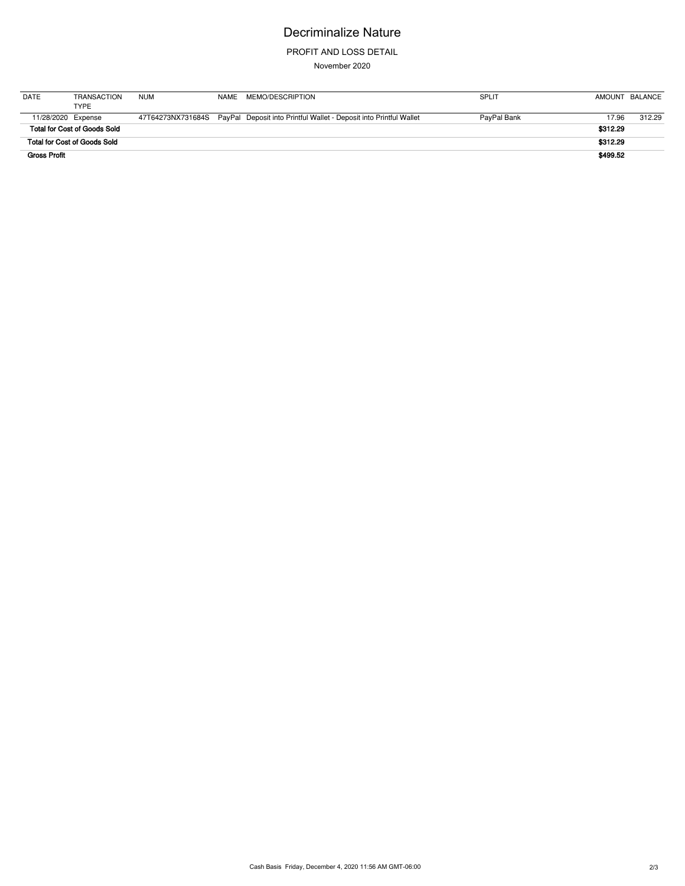# Decriminalize Nature

PROFIT AND LOSS DETAIL

November 2020

| DATE | TRANSACTION TYPE | NUM | NAME | MEMO/DESCRIPTION | SPLIT | AMOUNT | BALANCE |
|---|---|---|---|---|---|---|---|
| 11/28/2020 | Expense | 47T64273NX731684S | PayPal | Deposit into Printful Wallet - Deposit into Printful Wallet | PayPal Bank | 17.96 | 312.29 |
| **Total for Cost of Goods Sold** | | | | | | **$312.29** | |
| **Total for Cost of Goods Sold** | | | | | | **$312.29** | |
| **Gross Profit** | | | | | | **$499.52** | |

Cash Basis Friday, December 4, 2020 11:56 AM GMT-06:00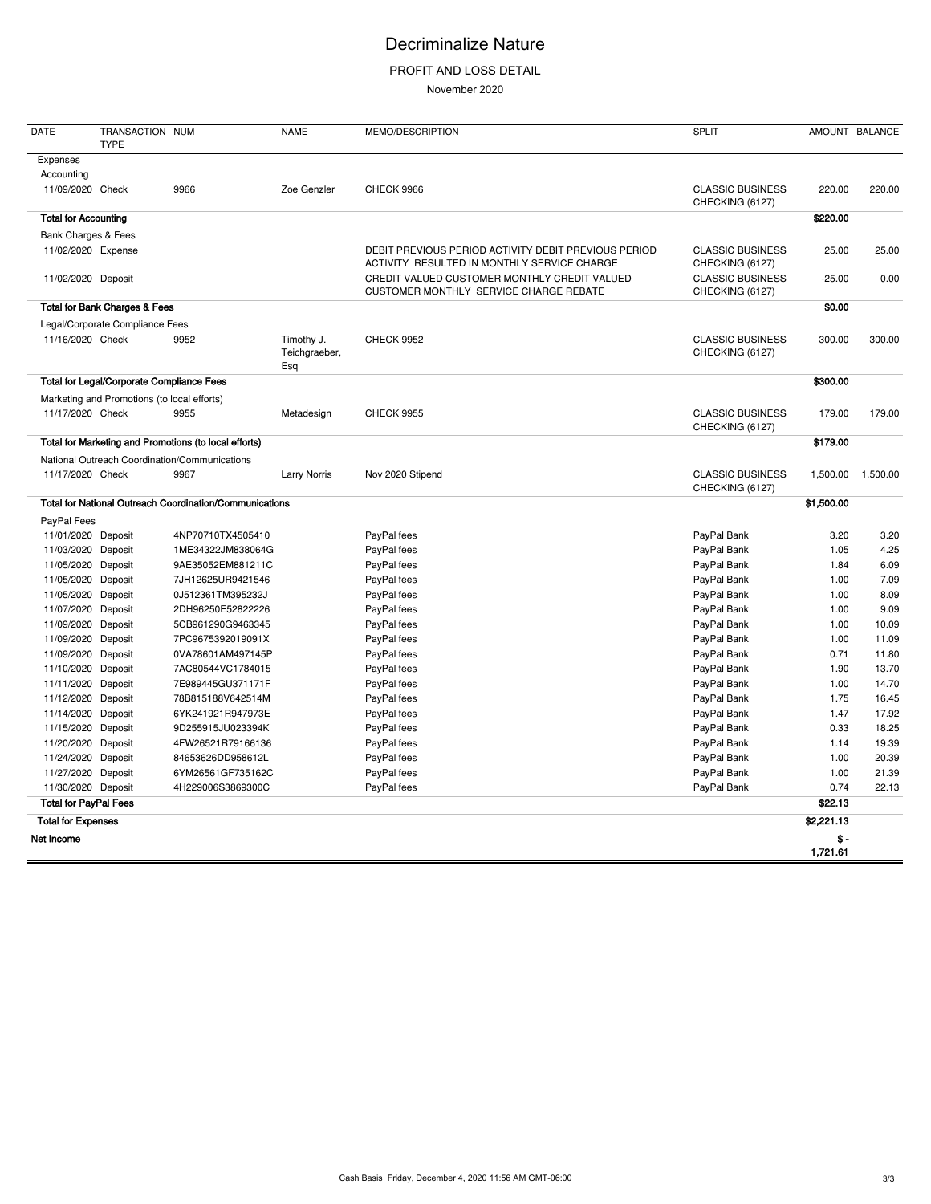# Decriminalize Nature

PROFIT AND LOSS DETAIL

November 2020

| DATE | TRANSACTION TYPE | NUM | NAME | MEMO/DESCRIPTION | SPLIT | AMOUNT | BALANCE |
|---|---|---|---|---|---|---|---|
| Expenses | | | | | | | |
| Accounting | | | | | | | |
| 11/09/2020 | Check | 9966 | Zoe Genzler | CHECK 9966 | CLASSIC BUSINESS CHECKING (6127) | 220.00 | 220.00 |
| **Total for Accounting** | | | | | | **$220.00** | |
| Bank Charges & Fees | | | | | | | |
| 11/02/2020 | Expense | | | DEBIT PREVIOUS PERIOD ACTIVITY DEBIT PREVIOUS PERIOD ACTIVITY RESULTED IN MONTHLY SERVICE CHARGE | CLASSIC BUSINESS CHECKING (6127) | 25.00 | 25.00 |
| 11/02/2020 | Deposit | | | CREDIT VALUED CUSTOMER MONTHLY CREDIT VALUED CUSTOMER MONTHLY SERVICE CHARGE REBATE | CLASSIC BUSINESS CHECKING (6127) | -25.00 | 0.00 |
| **Total for Bank Charges & Fees** | | | | | | **$0.00** | |
| Legal/Corporate Compliance Fees | | | | | | | |
| 11/16/2020 | Check | 9952 | Timothy J. Teichgraeber, Esq | CHECK 9952 | CLASSIC BUSINESS CHECKING (6127) | 300.00 | 300.00 |
| **Total for Legal/Corporate Compliance Fees** | | | | | | **$300.00** | |
| Marketing and Promotions (to local efforts) | | | | | | | |
| 11/17/2020 | Check | 9955 | Metadesign | CHECK 9955 | CLASSIC BUSINESS CHECKING (6127) | 179.00 | 179.00 |
| **Total for Marketing and Promotions (to local efforts)** | | | | | | **$179.00** | |
| National Outreach Coordination/Communications | | | | | | | |
| 11/17/2020 | Check | 9967 | Larry Norris | Nov 2020 Stipend | CLASSIC BUSINESS CHECKING (6127) | 1,500.00 | 1,500.00 |
| **Total for National Outreach Coordination/Communications** | | | | | | **$1,500.00** | |
| PayPal Fees | | | | | | | |
| 11/01/2020 | Deposit | 4NP70710TX4505410 | | PayPal fees | PayPal Bank | 3.20 | 3.20 |
| 11/03/2020 | Deposit | 1ME34322JM838064G | | PayPal fees | PayPal Bank | 1.05 | 4.25 |
| 11/05/2020 | Deposit | 9AE35052EM881211C | | PayPal fees | PayPal Bank | 1.84 | 6.09 |
| 11/05/2020 | Deposit | 7JH12625UR9421546 | | PayPal fees | PayPal Bank | 1.00 | 7.09 |
| 11/05/2020 | Deposit | 0J512361TM395232J | | PayPal fees | PayPal Bank | 1.00 | 8.09 |
| 11/07/2020 | Deposit | 2DH96250E52822226 | | PayPal fees | PayPal Bank | 1.00 | 9.09 |
| 11/09/2020 | Deposit | 5CB961290G9463345 | | PayPal fees | PayPal Bank | 1.00 | 10.09 |
| 11/09/2020 | Deposit | 7PC9675392019091X | | PayPal fees | PayPal Bank | 1.00 | 11.09 |
| 11/09/2020 | Deposit | 0VA78601AM497145P | | PayPal fees | PayPal Bank | 0.71 | 11.80 |
| 11/10/2020 | Deposit | 7AC80544VC1784015 | | PayPal fees | PayPal Bank | 1.90 | 13.70 |
| 11/11/2020 | Deposit | 7E989445GU371171F | | PayPal fees | PayPal Bank | 1.00 | 14.70 |
| 11/12/2020 | Deposit | 78B815188V642514M | | PayPal fees | PayPal Bank | 1.75 | 16.45 |
| 11/14/2020 | Deposit | 6YK241921R947973E | | PayPal fees | PayPal Bank | 1.47 | 17.92 |
| 11/15/2020 | Deposit | 9D255915JU023394K | | PayPal fees | PayPal Bank | 0.33 | 18.25 |
| 11/20/2020 | Deposit | 4FW26521R79166136 | | PayPal fees | PayPal Bank | 1.14 | 19.39 |
| 11/24/2020 | Deposit | 84653626DD958612L | | PayPal fees | PayPal Bank | 1.00 | 20.39 |
| 11/27/2020 | Deposit | 6YM26561GF735162C | | PayPal fees | PayPal Bank | 1.00 | 21.39 |
| 11/30/2020 | Deposit | 4H229006S3869300C | | PayPal fees | PayPal Bank | 0.74 | 22.13 |
| **Total for PayPal Fees** | | | | | | **$22.13** | |
| **Total for Expenses** | | | | | | **$2,221.13** | |
| **Net Income** | | | | | | **$ - 1,721.61** | |

Cash Basis Friday, December 4, 2020 11:56 AM GMT-06:00